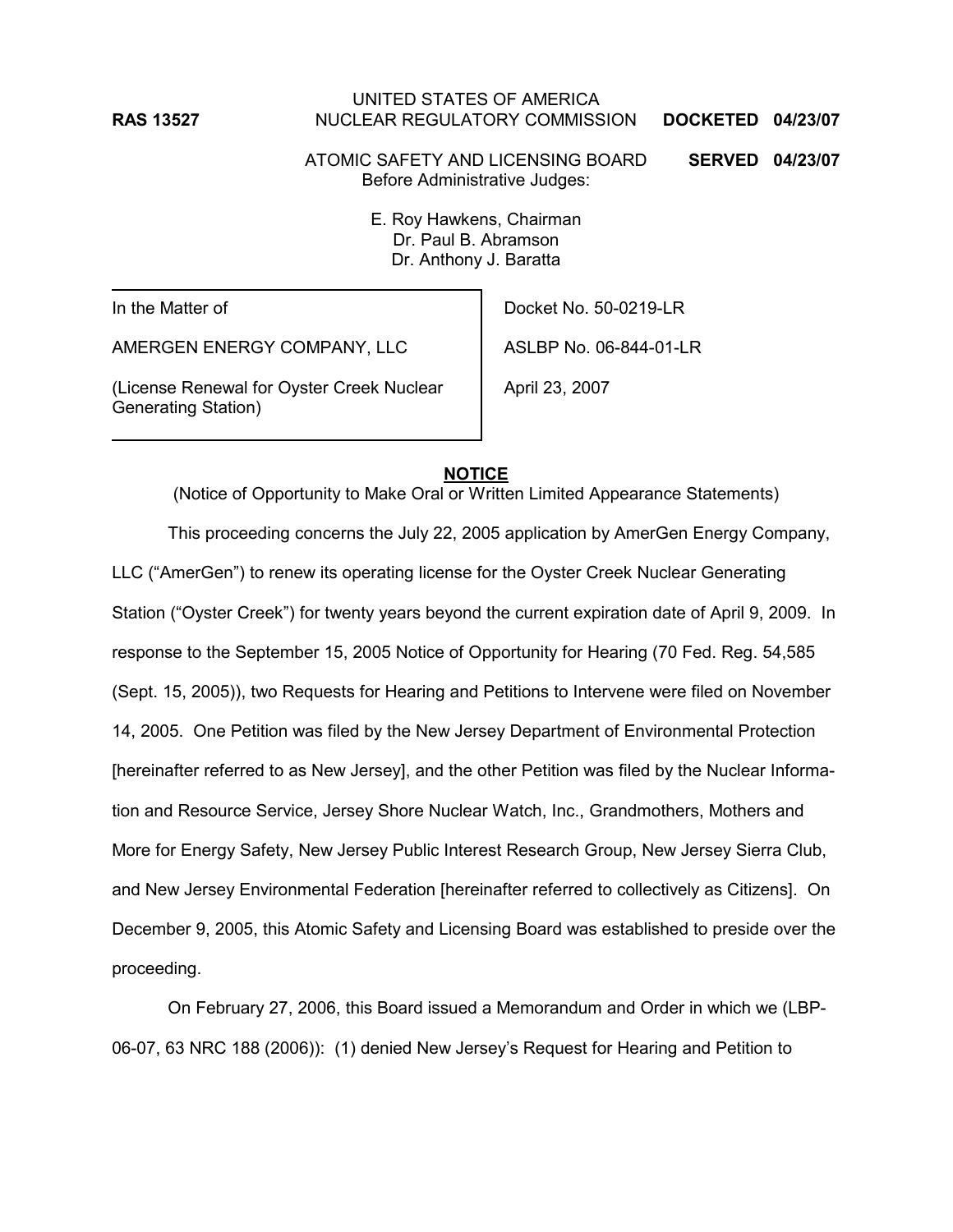RAS 13527

UNITED STATES OF AMERICA
NUCLEAR REGULATORY COMMISSION

**DOCKETED 04/23/07**

ATOMIC SAFETY AND LICENSING BOARD
Before Administrative Judges:

**SERVED 04/23/07**

E. Roy Hawkens, Chairman
Dr. Paul B. Abramson
Dr. Anthony J. Baratta

| | |
|---|---|
| In the Matter of | Docket No. 50-0219-LR |
| AMERGEN ENERGY COMPANY, LLC | ASLBP No. 06-844-01-LR |
| (License Renewal for Oyster Creek Nuclear Generating Station) | April 23, 2007 |

## **NOTICE**

(Notice of Opportunity to Make Oral or Written Limited Appearance Statements)

This proceeding concerns the July 22, 2005 application by AmerGen Energy Company, LLC ("AmerGen") to renew its operating license for the Oyster Creek Nuclear Generating Station ("Oyster Creek") for twenty years beyond the current expiration date of April 9, 2009. In response to the September 15, 2005 Notice of Opportunity for Hearing (70 Fed. Reg. 54,585 (Sept. 15, 2005)), two Requests for Hearing and Petitions to Intervene were filed on November 14, 2005. One Petition was filed by the New Jersey Department of Environmental Protection [hereinafter referred to as New Jersey], and the other Petition was filed by the Nuclear Information and Resource Service, Jersey Shore Nuclear Watch, Inc., Grandmothers, Mothers and More for Energy Safety, New Jersey Public Interest Research Group, New Jersey Sierra Club, and New Jersey Environmental Federation [hereinafter referred to collectively as Citizens]. On December 9, 2005, this Atomic Safety and Licensing Board was established to preside over the proceeding.

On February 27, 2006, this Board issued a Memorandum and Order in which we (LBP-06-07, 63 NRC 188 (2006)): (1) denied New Jersey's Request for Hearing and Petition to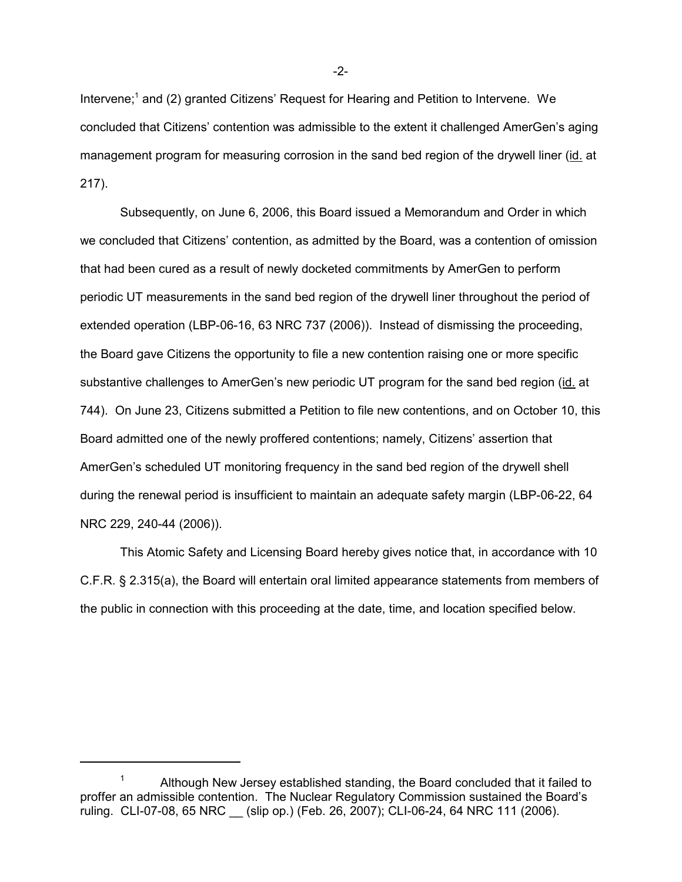Intervene;[1] and (2) granted Citizens' Request for Hearing and Petition to Intervene. We concluded that Citizens' contention was admissible to the extent it challenged AmerGen's aging management program for measuring corrosion in the sand bed region of the drywell liner (id. at 217).

Subsequently, on June 6, 2006, this Board issued a Memorandum and Order in which we concluded that Citizens' contention, as admitted by the Board, was a contention of omission that had been cured as a result of newly docketed commitments by AmerGen to perform periodic UT measurements in the sand bed region of the drywell liner throughout the period of extended operation (LBP-06-16, 63 NRC 737 (2006)). Instead of dismissing the proceeding, the Board gave Citizens the opportunity to file a new contention raising one or more specific substantive challenges to AmerGen's new periodic UT program for the sand bed region (id. at 744). On June 23, Citizens submitted a Petition to file new contentions, and on October 10, this Board admitted one of the newly proffered contentions; namely, Citizens' assertion that AmerGen's scheduled UT monitoring frequency in the sand bed region of the drywell shell during the renewal period is insufficient to maintain an adequate safety margin (LBP-06-22, 64 NRC 229, 240-44 (2006)).

This Atomic Safety and Licensing Board hereby gives notice that, in accordance with 10 C.F.R. § 2.315(a), the Board will entertain oral limited appearance statements from members of the public in connection with this proceeding at the date, time, and location specified below.

---

[1] Although New Jersey established standing, the Board concluded that it failed to proffer an admissible contention. The Nuclear Regulatory Commission sustained the Board's ruling. CLI-07-08, 65 NRC __ (slip op.) (Feb. 26, 2007); CLI-06-24, 64 NRC 111 (2006).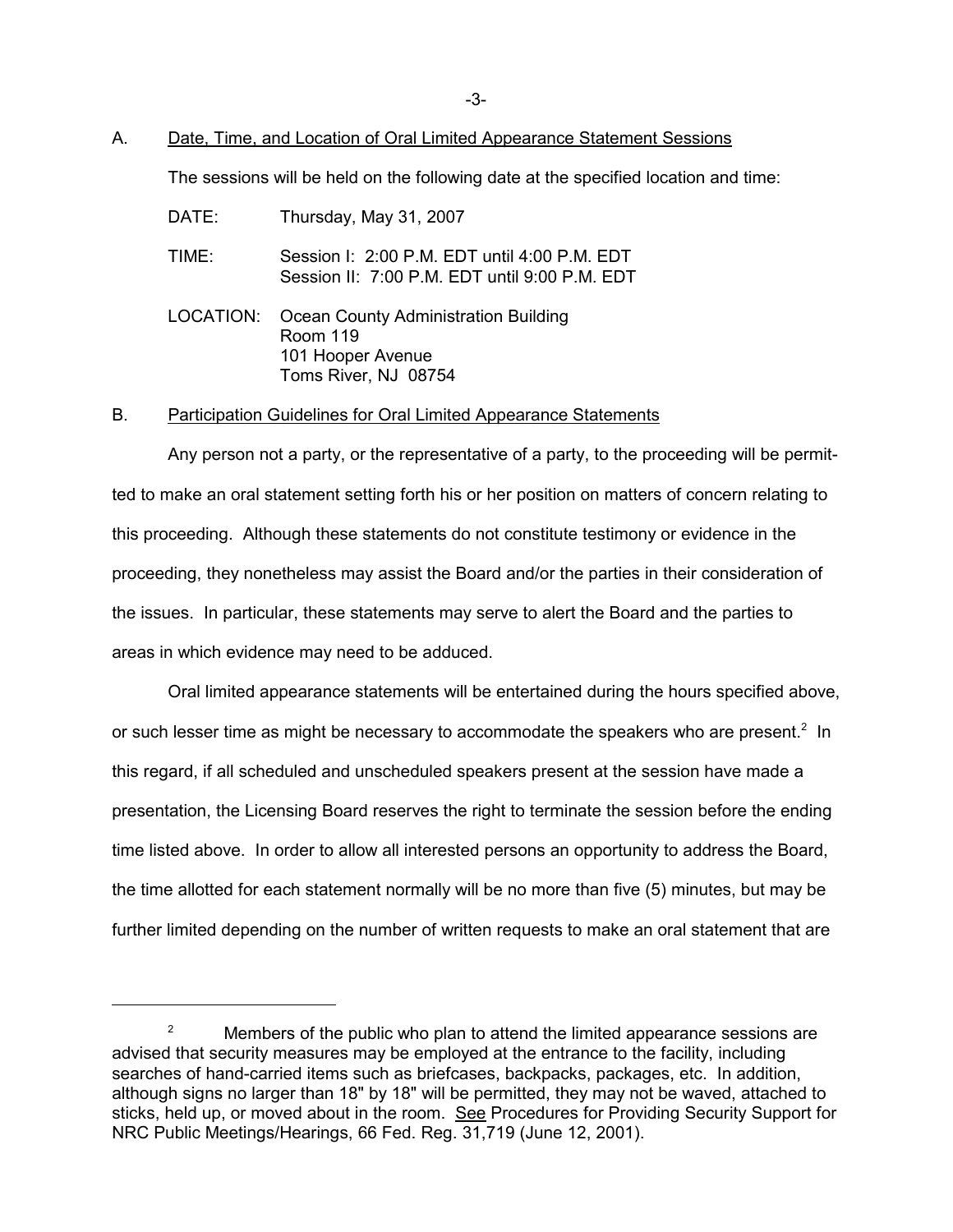A. Date, Time, and Location of Oral Limited Appearance Statement Sessions

The sessions will be held on the following date at the specified location and time:

DATE: Thursday, May 31, 2007

TIME: Session I: 2:00 P.M. EDT until 4:00 P.M. EDT
Session II: 7:00 P.M. EDT until 9:00 P.M. EDT

LOCATION: Ocean County Administration Building
Room 119
101 Hooper Avenue
Toms River, NJ 08754

B. Participation Guidelines for Oral Limited Appearance Statements

Any person not a party, or the representative of a party, to the proceeding will be permitted to make an oral statement setting forth his or her position on matters of concern relating to this proceeding. Although these statements do not constitute testimony or evidence in the proceeding, they nonetheless may assist the Board and/or the parties in their consideration of the issues. In particular, these statements may serve to alert the Board and the parties to areas in which evidence may need to be adduced.

Oral limited appearance statements will be entertained during the hours specified above, or such lesser time as might be necessary to accommodate the speakers who are present.[2] In this regard, if all scheduled and unscheduled speakers present at the session have made a presentation, the Licensing Board reserves the right to terminate the session before the ending time listed above. In order to allow all interested persons an opportunity to address the Board, the time allotted for each statement normally will be no more than five (5) minutes, but may be further limited depending on the number of written requests to make an oral statement that are

---

[2] Members of the public who plan to attend the limited appearance sessions are advised that security measures may be employed at the entrance to the facility, including searches of hand-carried items such as briefcases, backpacks, packages, etc. In addition, although signs no larger than 18" by 18" will be permitted, they may not be waved, attached to sticks, held up, or moved about in the room. See Procedures for Providing Security Support for NRC Public Meetings/Hearings, 66 Fed. Reg. 31,719 (June 12, 2001).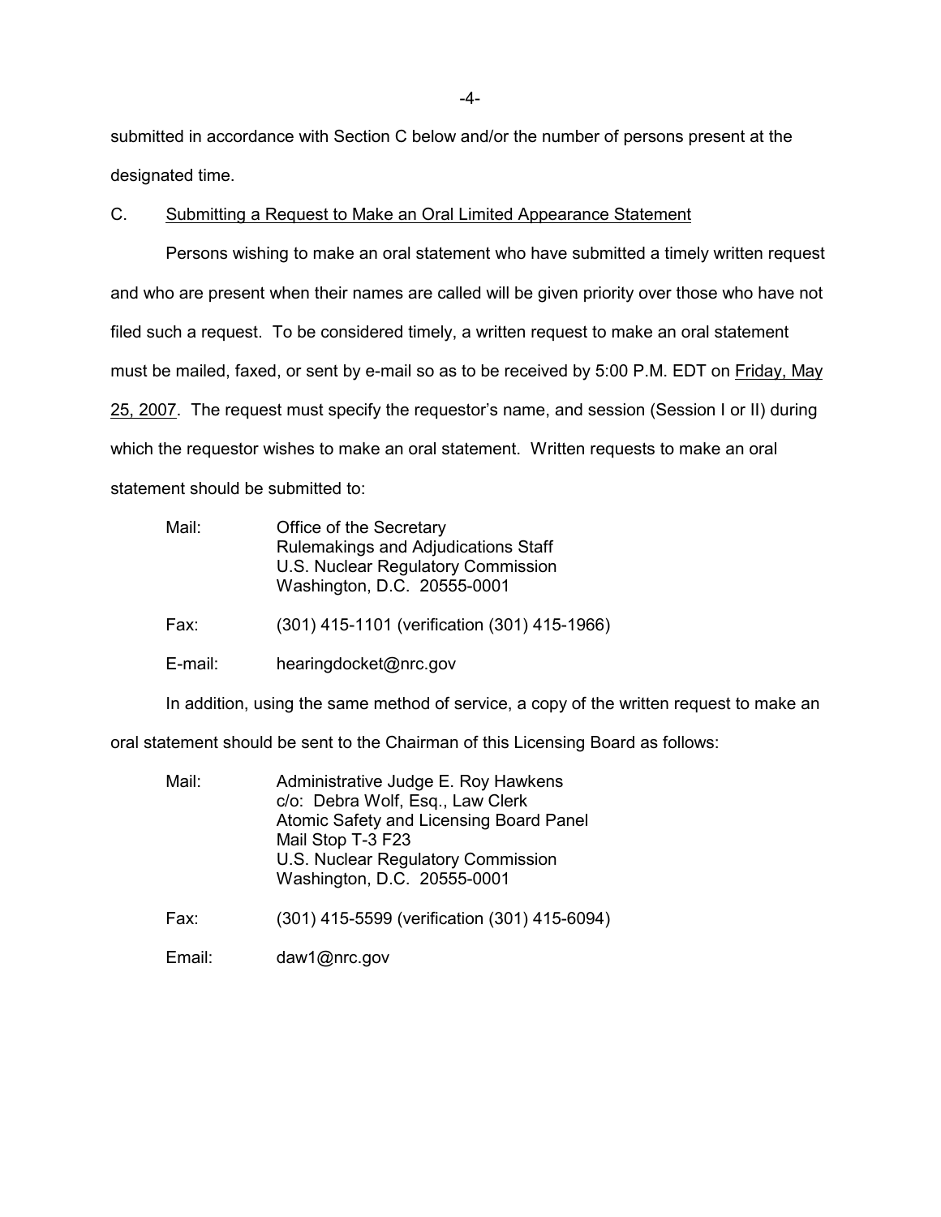submitted in accordance with Section C below and/or the number of persons present at the designated time.

C. Submitting a Request to Make an Oral Limited Appearance Statement

Persons wishing to make an oral statement who have submitted a timely written request and who are present when their names are called will be given priority over those who have not filed such a request. To be considered timely, a written request to make an oral statement must be mailed, faxed, or sent by e-mail so as to be received by 5:00 P.M. EDT on Friday, May 25, 2007. The request must specify the requestor's name, and session (Session I or II) during which the requestor wishes to make an oral statement. Written requests to make an oral statement should be submitted to:

Mail: Office of the Secretary
Rulemakings and Adjudications Staff
U.S. Nuclear Regulatory Commission
Washington, D.C. 20555-0001

Fax: (301) 415-1101 (verification (301) 415-1966)

E-mail: hearingdocket@nrc.gov

In addition, using the same method of service, a copy of the written request to make an oral statement should be sent to the Chairman of this Licensing Board as follows:

Mail: Administrative Judge E. Roy Hawkens
c/o: Debra Wolf, Esq., Law Clerk
Atomic Safety and Licensing Board Panel
Mail Stop T-3 F23
U.S. Nuclear Regulatory Commission
Washington, D.C. 20555-0001

Fax: (301) 415-5599 (verification (301) 415-6094)

Email: daw1@nrc.gov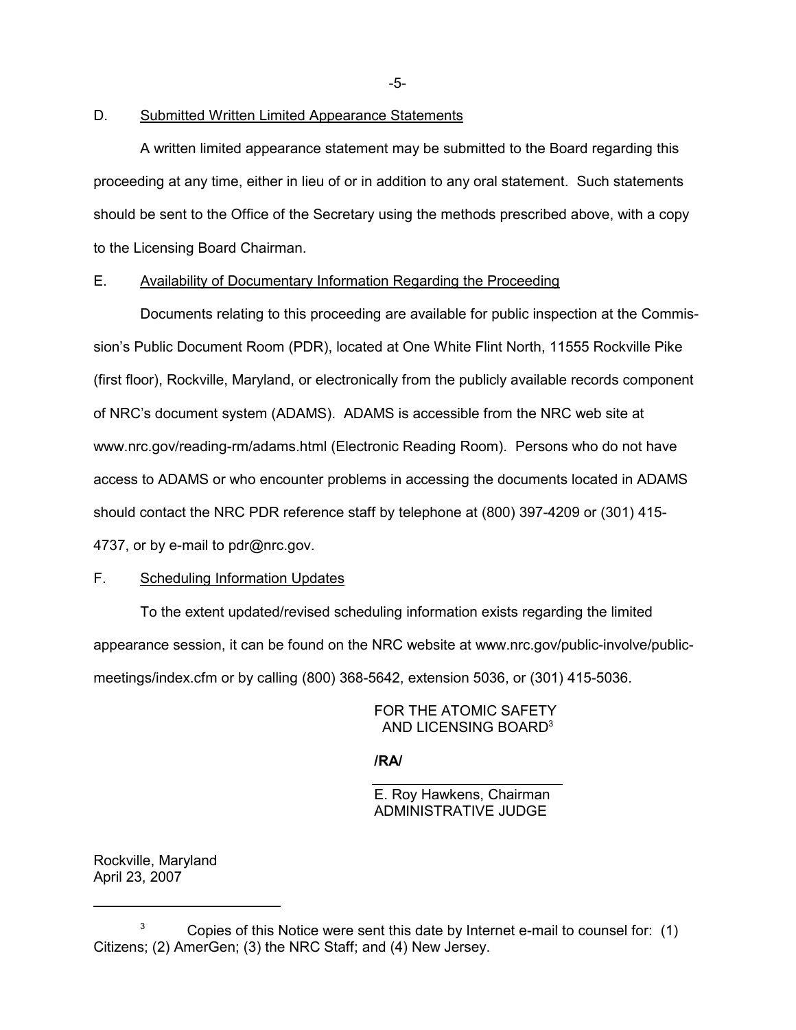D. Submitted Written Limited Appearance Statements

A written limited appearance statement may be submitted to the Board regarding this proceeding at any time, either in lieu of or in addition to any oral statement. Such statements should be sent to the Office of the Secretary using the methods prescribed above, with a copy to the Licensing Board Chairman.

E. Availability of Documentary Information Regarding the Proceeding

Documents relating to this proceeding are available for public inspection at the Commission's Public Document Room (PDR), located at One White Flint North, 11555 Rockville Pike (first floor), Rockville, Maryland, or electronically from the publicly available records component of NRC's document system (ADAMS). ADAMS is accessible from the NRC web site at www.nrc.gov/reading-rm/adams.html (Electronic Reading Room). Persons who do not have access to ADAMS or who encounter problems in accessing the documents located in ADAMS should contact the NRC PDR reference staff by telephone at (800) 397-4209 or (301) 415-4737, or by e-mail to pdr@nrc.gov.

F. Scheduling Information Updates

To the extent updated/revised scheduling information exists regarding the limited appearance session, it can be found on the NRC website at www.nrc.gov/public-involve/public-meetings/index.cfm or by calling (800) 368-5642, extension 5036, or (301) 415-5036.

FOR THE ATOMIC SAFETY
AND LICENSING BOARD[3]

**/RA/**

E. Roy Hawkens, Chairman
ADMINISTRATIVE JUDGE

Rockville, Maryland
April 23, 2007

---

[3] Copies of this Notice were sent this date by Internet e-mail to counsel for: (1) Citizens; (2) AmerGen; (3) the NRC Staff; and (4) New Jersey.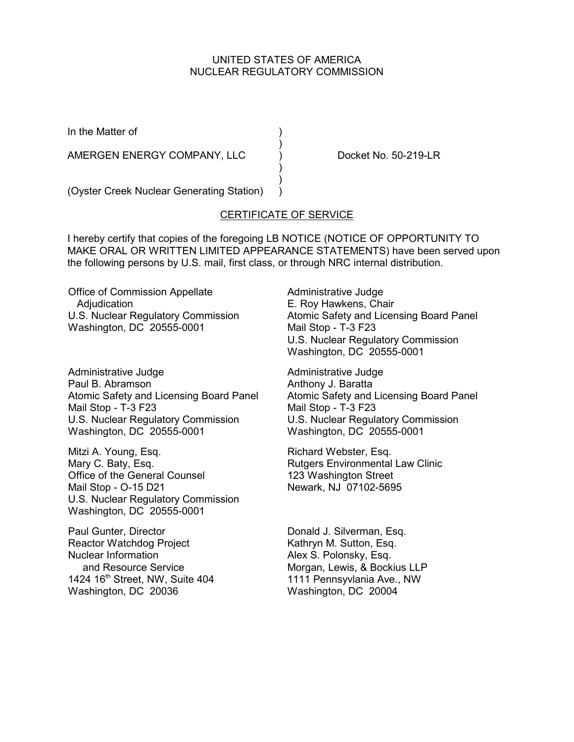UNITED STATES OF AMERICA
NUCLEAR REGULATORY COMMISSION

In the Matter of )
)
AMERGEN ENERGY COMPANY, LLC ) Docket No. 50-219-LR
)
)
(Oyster Creek Nuclear Generating Station) )

## CERTIFICATE OF SERVICE

I hereby certify that copies of the foregoing LB NOTICE (NOTICE OF OPPORTUNITY TO MAKE ORAL OR WRITTEN LIMITED APPEARANCE STATEMENTS) have been served upon the following persons by U.S. mail, first class, or through NRC internal distribution.

Office of Commission Appellate Adjudication
U.S. Nuclear Regulatory Commission
Washington, DC 20555-0001

Administrative Judge
E. Roy Hawkens, Chair
Atomic Safety and Licensing Board Panel
Mail Stop - T-3 F23
U.S. Nuclear Regulatory Commission
Washington, DC 20555-0001

Administrative Judge
Paul B. Abramson
Atomic Safety and Licensing Board Panel
Mail Stop - T-3 F23
U.S. Nuclear Regulatory Commission
Washington, DC 20555-0001

Administrative Judge
Anthony J. Baratta
Atomic Safety and Licensing Board Panel
Mail Stop - T-3 F23
U.S. Nuclear Regulatory Commission
Washington, DC 20555-0001

Mitzi A. Young, Esq.
Mary C. Baty, Esq.
Office of the General Counsel
Mail Stop - O-15 D21
U.S. Nuclear Regulatory Commission
Washington, DC 20555-0001

Richard Webster, Esq.
Rutgers Environmental Law Clinic
123 Washington Street
Newark, NJ 07102-5695

Paul Gunter, Director
Reactor Watchdog Project
Nuclear Information and Resource Service
1424 16th Street, NW, Suite 404
Washington, DC 20036

Donald J. Silverman, Esq.
Kathryn M. Sutton, Esq.
Alex S. Polonsky, Esq.
Morgan, Lewis, & Bockius LLP
1111 Pennsyvlania Ave., NW
Washington, DC 20004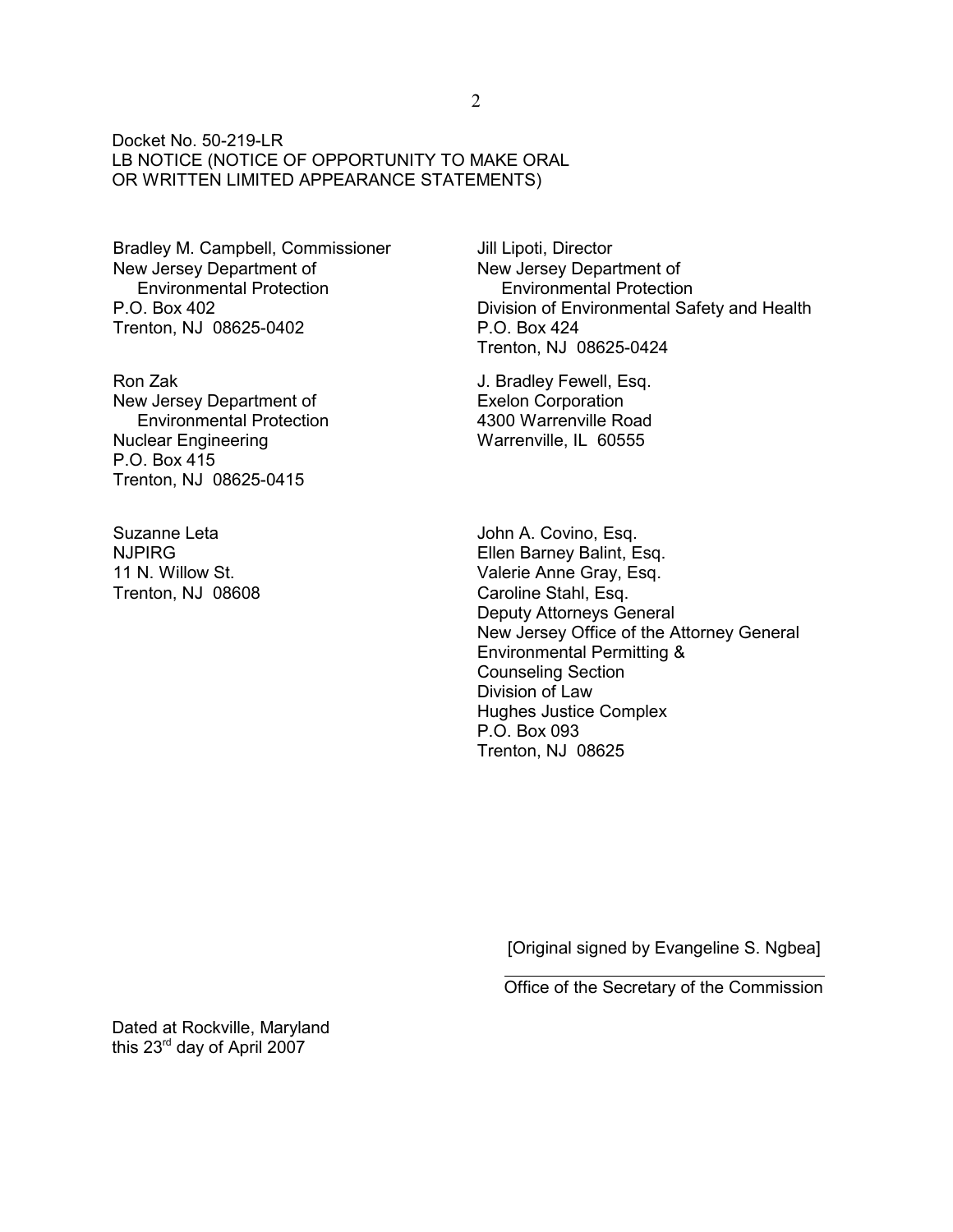Docket No. 50-219-LR
LB NOTICE (NOTICE OF OPPORTUNITY TO MAKE ORAL OR WRITTEN LIMITED APPEARANCE STATEMENTS)

Bradley M. Campbell, Commissioner
New Jersey Department of
Environmental Protection
P.O. Box 402
Trenton, NJ 08625-0402

Jill Lipoti, Director
New Jersey Department of
Environmental Protection
Division of Environmental Safety and Health
P.O. Box 424
Trenton, NJ 08625-0424

Ron Zak
New Jersey Department of
Environmental Protection
Nuclear Engineering
P.O. Box 415
Trenton, NJ 08625-0415

J. Bradley Fewell, Esq.
Exelon Corporation
4300 Warrenville Road
Warrenville, IL 60555

Suzanne Leta
NJPIRG
11 N. Willow St.
Trenton, NJ 08608

John A. Covino, Esq.
Ellen Barney Balint, Esq.
Valerie Anne Gray, Esq.
Caroline Stahl, Esq.
Deputy Attorneys General
New Jersey Office of the Attorney General
Environmental Permitting &
Counseling Section
Division of Law
Hughes Justice Complex
P.O. Box 093
Trenton, NJ 08625

[Original signed by Evangeline S. Ngbea]

Office of the Secretary of the Commission

Dated at Rockville, Maryland
this 23rd day of April 2007